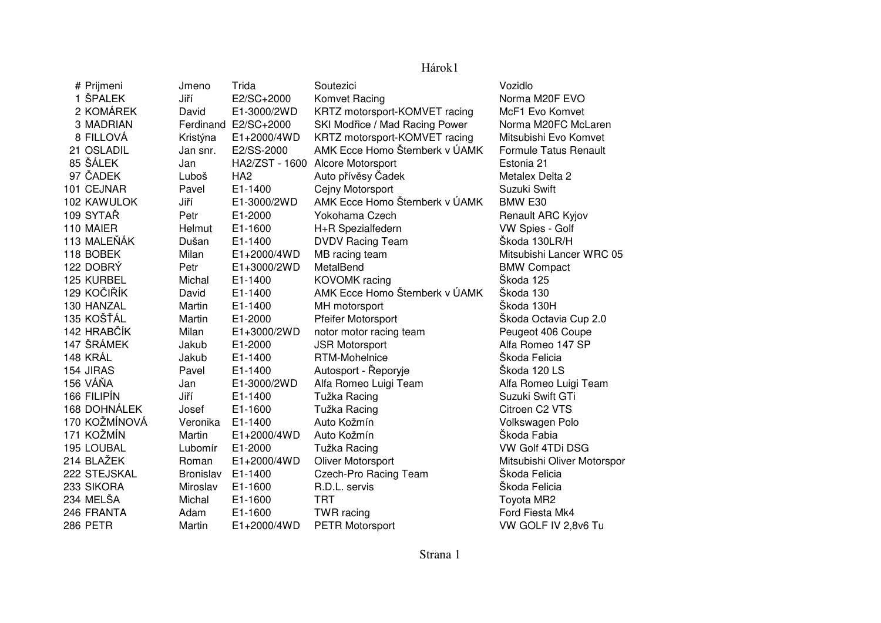| # | Prijmeni | Jmeno | Trida | Soutezici | Vozidlo |
|---|---|---|---|---|---|
| 1 | ŠPALEK | Jiří | E2/SC+2000 | Komvet Racing | Norma M20F EVO |
| 2 | KOMÁREK | David | E1-3000/2WD | KRTZ motorsport-KOMVET racing | McF1 Evo Komvet |
| 3 | MADRIAN | Ferdinand | E2/SC+2000 | SKI Modřice / Mad Racing Power | Norma M20FC McLaren |
| 8 | FILLOVÁ | Kristýna | E1+2000/4WD | KRTZ motorsport-KOMVET racing | Mitsubishi Evo Komvet |
| 21 | OSLADIL | Jan snr. | E2/SS-2000 | AMK Ecce Homo Šternberk v ÚAMK | Formule Tatus Renault |
| 85 | ŠÁLEK | Jan | HA2/ZST - 1600 | Alcore Motorsport | Estonia 21 |
| 97 | ČADEK | Luboš | HA2 | Auto přívěsy Čadek | Metalex Delta 2 |
| 101 | CEJNAR | Pavel | E1-1400 | Cejny Motorsport | Suzuki Swift |
| 102 | KAWULOK | Jiří | E1-3000/2WD | AMK Ecce Homo Šternberk v ÚAMK | BMW E30 |
| 109 | SYTAŘ | Petr | E1-2000 | Yokohama Czech | Renault ARC Kyjov |
| 110 | MAIER | Helmut | E1-1600 | H+R Spezialfedern | VW Spies - Golf |
| 113 | MALEŇÁK | Dušan | E1-1400 | DVDV Racing Team | Škoda 130LR/H |
| 118 | BOBEK | Milan | E1+2000/4WD | MB racing team | Mitsubishi Lancer WRC 05 |
| 122 | DOBRÝ | Petr | E1+3000/2WD | MetalBend | BMW Compact |
| 125 | KURBEL | Michal | E1-1400 | KOVOMK racing | Škoda 125 |
| 129 | KOČIŘÍK | David | E1-1400 | AMK Ecce Homo Šternberk v ÚAMK | Škoda 130 |
| 130 | HANZAL | Martin | E1-1400 | MH motorsport | Škoda 130H |
| 135 | KOŠŤÁL | Martin | E1-2000 | Pfeifer Motorsport | Škoda Octavia Cup 2.0 |
| 142 | HRABČÍK | Milan | E1+3000/2WD | notor motor racing team | Peugeot 406 Coupe |
| 147 | ŠRÁMEK | Jakub | E1-2000 | JSR Motorsport | Alfa Romeo 147 SP |
| 148 | KRÁL | Jakub | E1-1400 | RTM-Mohelnice | Škoda Felicia |
| 154 | JIRAS | Pavel | E1-1400 | Autosport - Řeporyje | Škoda 120 LS |
| 156 | VÁŇA | Jan | E1-3000/2WD | Alfa Romeo Luigi Team | Alfa Romeo Luigi Team |
| 166 | FILIPÍN | Jiří | E1-1400 | Tužka Racing | Suzuki Swift GTi |
| 168 | DOHNÁLEK | Josef | E1-1600 | Tužka Racing | Citroen C2 VTS |
| 170 | KOŽMÍNOVÁ | Veronika | E1-1400 | Auto Kožmín | Volkswagen Polo |
| 171 | KOŽMÍN | Martin | E1+2000/4WD | Auto Kožmín | Škoda Fabia |
| 195 | LOUBAL | Lubomír | E1-2000 | Tužka Racing | VW Golf 4TDi DSG |
| 214 | BLAŽEK | Roman | E1+2000/4WD | Oliver Motorsport | Mitsubishi Oliver Motorspor |
| 222 | STEJSKAL | Bronislav | E1-1400 | Czech-Pro Racing Team | Škoda Felicia |
| 233 | SIKORA | Miroslav | E1-1600 | R.D.L. servis | Škoda Felicia |
| 234 | MELŠA | Michal | E1-1600 | TRT | Toyota MR2 |
| 246 | FRANTA | Adam | E1-1600 | TWR racing | Ford Fiesta Mk4 |
| 286 | PETR | Martin | E1+2000/4WD | PETR Motorsport | VW GOLF IV 2,8v6 Tu |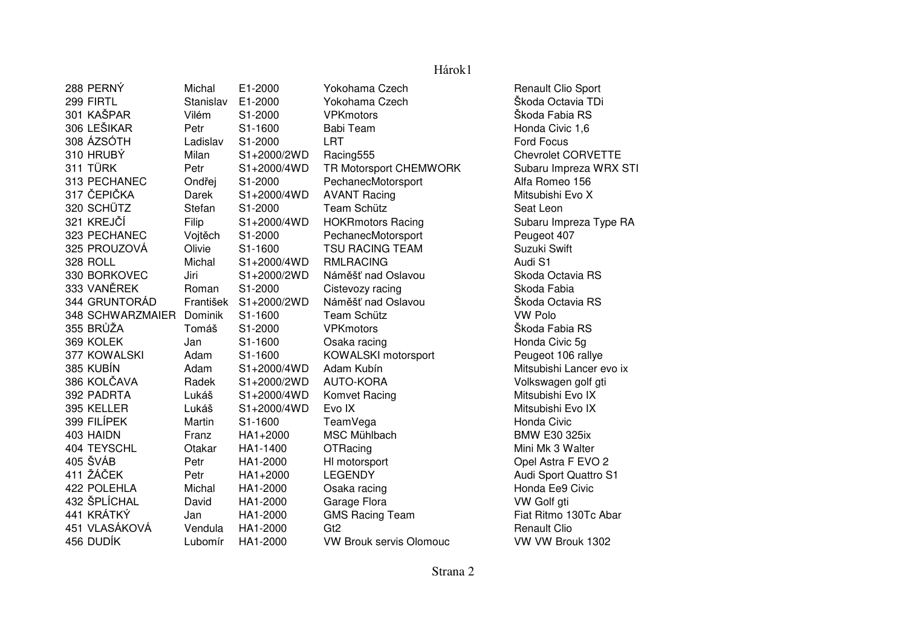| 288 | PERNÝ | Michal | E1-2000 | Yokohama Czech | Renault Clio Sport |
|---|---|---|---|---|---|
| 299 | FIRTL | Stanislav | E1-2000 | Yokohama Czech | Škoda Octavia TDi |
| 301 | KAŠPAR | Vilém | S1-2000 | VPKmotors | Škoda Fabia RS |
| 306 | LEŠIKAR | Petr | S1-1600 | Babi Team | Honda Civic 1,6 |
| 308 | ÁZSÓTH | Ladislav | S1-2000 | LRT | Ford Focus |
| 310 | HRUBÝ | Milan | S1+2000/2WD | Racing555 | Chevrolet CORVETTE |
| 311 | TÜRK | Petr | S1+2000/4WD | TR Motorsport CHEMWORK | Subaru Impreza WRX STI |
| 313 | PECHANEC | Ondřej | S1-2000 | PechanecMotorsport | Alfa Romeo 156 |
| 317 | ČEPIČKA | Darek | S1+2000/4WD | AVANT Racing | Mitsubishi Evo X |
| 320 | SCHÜTZ | Stefan | S1-2000 | Team Schütz | Seat Leon |
| 321 | KREJČÍ | Filip | S1+2000/4WD | HOKRmotors Racing | Subaru Impreza Type RA |
| 323 | PECHANEC | Vojtěch | S1-2000 | PechanecMotorsport | Peugeot 407 |
| 325 | PROUZOVÁ | Olivie | S1-1600 | TSU RACING TEAM | Suzuki Swift |
| 328 | ROLL | Michal | S1+2000/4WD | RMLRACING | Audi S1 |
| 330 | BORKOVEC | Jiri | S1+2000/2WD | Náměšť nad Oslavou | Skoda Octavia RS |
| 333 | VANĚREK | Roman | S1-2000 | Cistevozy racing | Skoda Fabia |
| 344 | GRUNTORÁD | František | S1+2000/2WD | Náměšť nad Oslavou | Škoda Octavia RS |
| 348 | SCHWARZMAIER | Dominik | S1-1600 | Team Schütz | VW Polo |
| 355 | BRŮŽA | Tomáš | S1-2000 | VPKmotors | Škoda Fabia RS |
| 369 | KOLEK | Jan | S1-1600 | Osaka racing | Honda Civic 5g |
| 377 | KOWALSKI | Adam | S1-1600 | KOWALSKI motorsport | Peugeot 106 rallye |
| 385 | KUBÍN | Adam | S1+2000/4WD | Adam Kubín | Mitsubishi Lancer evo ix |
| 386 | KOLČAVA | Radek | S1+2000/2WD | AUTO-KORA | Volkswagen golf gti |
| 392 | PADRTA | Lukáš | S1+2000/4WD | Komvet Racing | Mitsubishi Evo IX |
| 395 | KELLER | Lukáš | S1+2000/4WD | Evo IX | Mitsubishi Evo IX |
| 399 | FILÍPEK | Martin | S1-1600 | TeamVega | Honda Civic |
| 403 | HAIDN | Franz | HA1+2000 | MSC Mühlbach | BMW E30 325ix |
| 404 | TEYSCHL | Otakar | HA1-1400 | OTRacing | Mini Mk 3 Walter |
| 405 | ŠVÁB | Petr | HA1-2000 | Hl motorsport | Opel Astra F EVO 2 |
| 411 | ŽÁČEK | Petr | HA1+2000 | LEGENDY | Audi Sport Quattro S1 |
| 422 | POLEHLA | Michal | HA1-2000 | Osaka racing | Honda Ee9 Civic |
| 432 | ŠPLÍCHAL | David | HA1-2000 | Garage Flora | VW Golf gti |
| 441 | KRÁTKÝ | Jan | HA1-2000 | GMS Racing Team | Fiat Ritmo 130Tc Abar |
| 451 | VLASÁKOVÁ | Vendula | HA1-2000 | Gt2 | Renault Clio |
| 456 | DUDÍK | Lubomír | HA1-2000 | VW Brouk servis Olomouc | VW VW Brouk 1302 |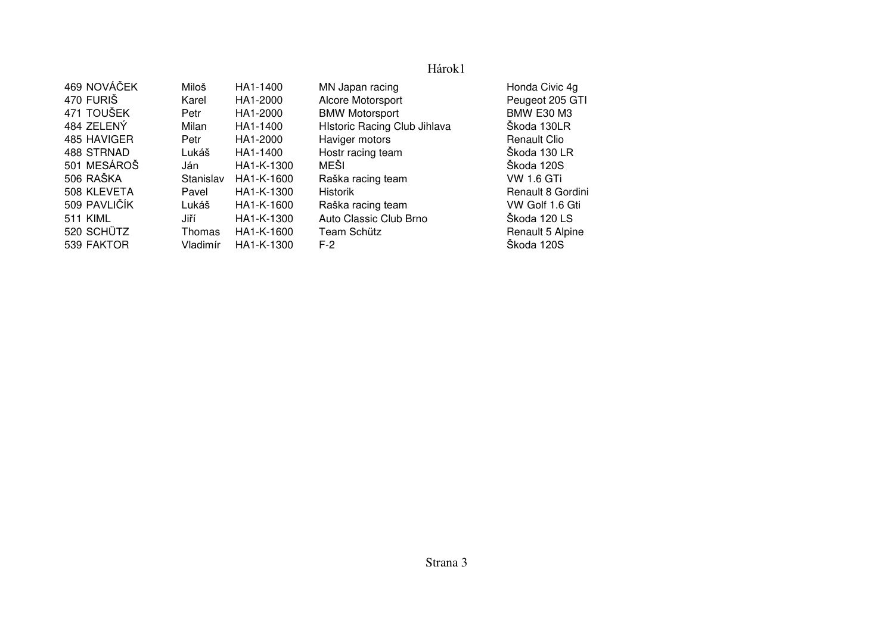| | | | | | |
|---|---|---|---|---|---|
| 469 | NOVÁČEK | Miloš | HA1-1400 | MN Japan racing | Honda Civic 4g |
| 470 | FURIŠ | Karel | HA1-2000 | Alcore Motorsport | Peugeot 205 GTI |
| 471 | TOUŠEK | Petr | HA1-2000 | BMW Motorsport | BMW E30 M3 |
| 484 | ZELENÝ | Milan | HA1-1400 | HIstoric Racing Club Jihlava | Škoda 130LR |
| 485 | HAVIGER | Petr | HA1-2000 | Haviger motors | Renault Clio |
| 488 | STRNAD | Lukáš | HA1-1400 | Hostr racing team | Škoda 130 LR |
| 501 | MESÁROŠ | Ján | HA1-K-1300 | MEŠI | Škoda 120S |
| 506 | RAŠKA | Stanislav | HA1-K-1600 | Raška racing team | VW 1.6 GTi |
| 508 | KLEVETA | Pavel | HA1-K-1300 | Historik | Renault 8 Gordini |
| 509 | PAVLIČÍK | Lukáš | HA1-K-1600 | Raška racing team | VW Golf 1.6 Gti |
| 511 | KIML | Jiří | HA1-K-1300 | Auto Classic Club Brno | Škoda 120 LS |
| 520 | SCHÜTZ | Thomas | HA1-K-1600 | Team Schütz | Renault 5 Alpine |
| 539 | FAKTOR | Vladimír | HA1-K-1300 | F-2 | Škoda 120S |